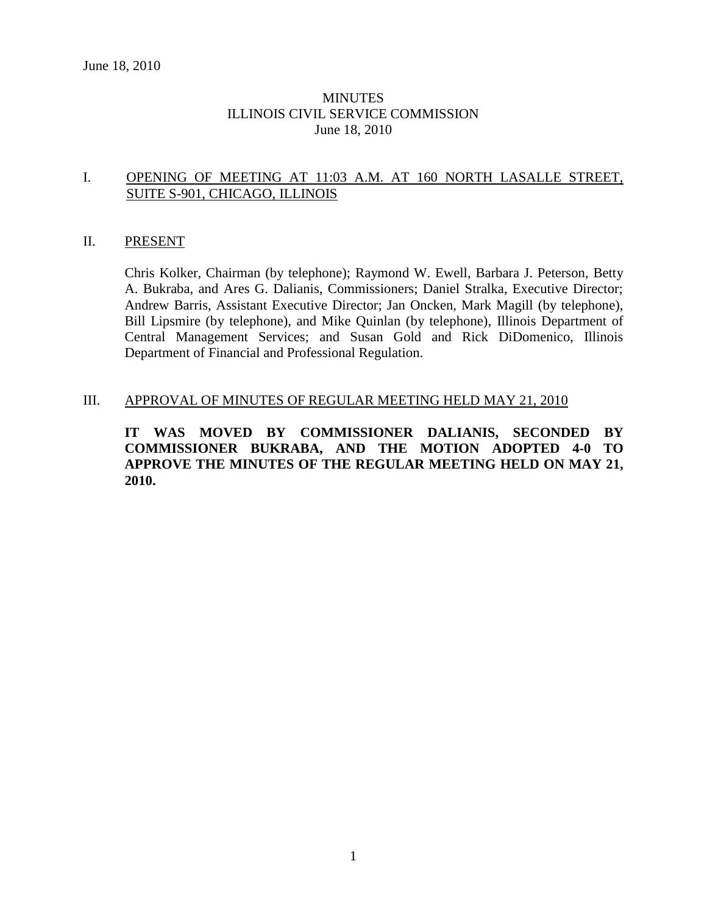June 18, 2010

# MINUTES
# ILLINOIS CIVIL SERVICE COMMISSION
# June 18, 2010

## I. OPENING OF MEETING AT 11:03 A.M. AT 160 NORTH LASALLE STREET, SUITE S-901, CHICAGO, ILLINOIS

## II. PRESENT

Chris Kolker, Chairman (by telephone); Raymond W. Ewell, Barbara J. Peterson, Betty A. Bukraba, and Ares G. Dalianis, Commissioners; Daniel Stralka, Executive Director; Andrew Barris, Assistant Executive Director; Jan Oncken, Mark Magill (by telephone), Bill Lipsmire (by telephone), and Mike Quinlan (by telephone), Illinois Department of Central Management Services; and Susan Gold and Rick DiDomenico, Illinois Department of Financial and Professional Regulation.

## III. APPROVAL OF MINUTES OF REGULAR MEETING HELD MAY 21, 2010

**IT WAS MOVED BY COMMISSIONER DALIANIS, SECONDED BY COMMISSIONER BUKRABA, AND THE MOTION ADOPTED 4-0 TO APPROVE THE MINUTES OF THE REGULAR MEETING HELD ON MAY 21, 2010.**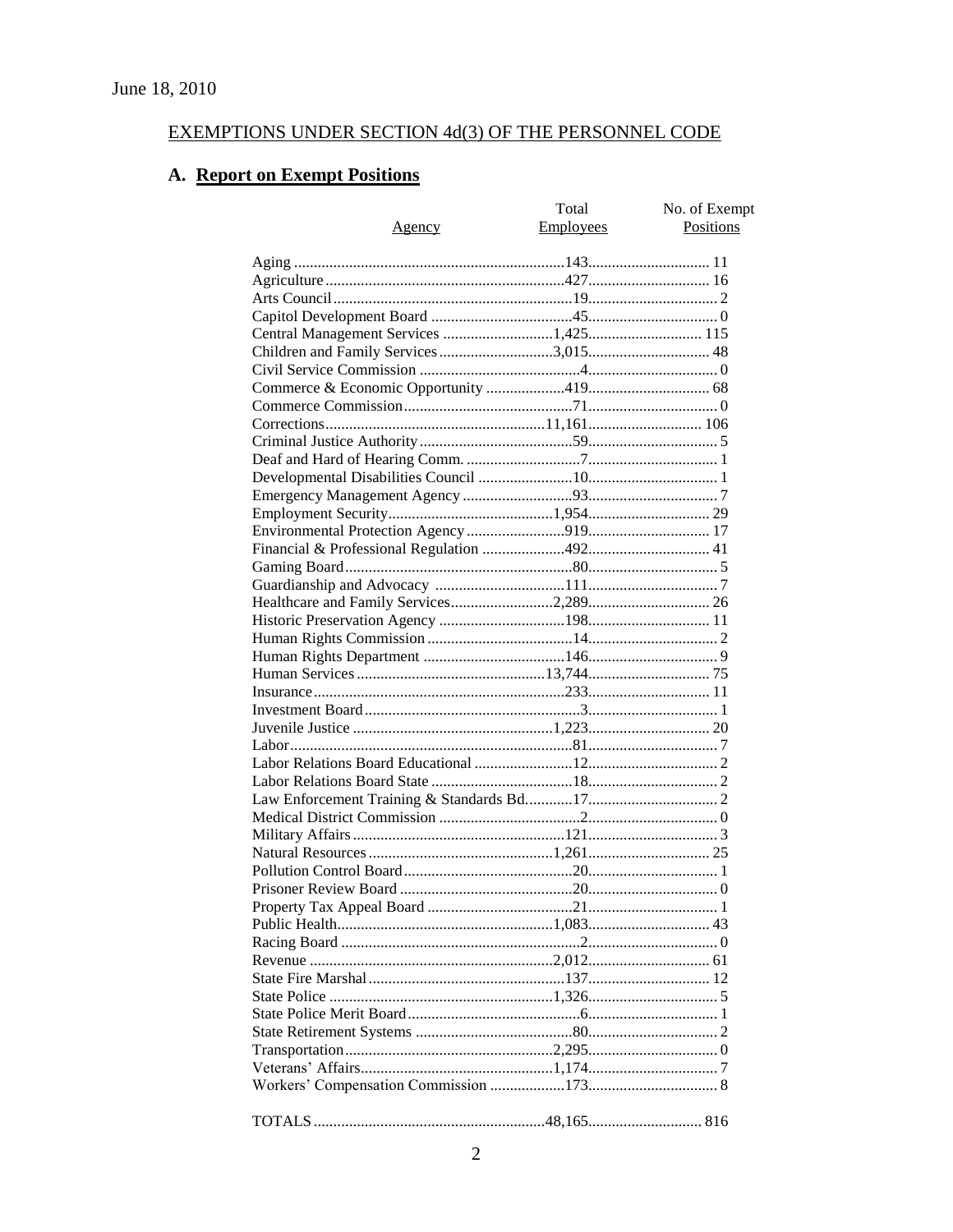June 18, 2010

## EXEMPTIONS UNDER SECTION 4d(3) OF THE PERSONNEL CODE

### A. **Report on Exempt Positions**

| Agency | Total Employees | No. of Exempt Positions |
|---|---|---|
| Aging | 143 | 11 |
| Agriculture | 427 | 16 |
| Arts Council | 19 | 2 |
| Capitol Development Board | 45 | 0 |
| Central Management Services | 1,425 | 115 |
| Children and Family Services | 3,015 | 48 |
| Civil Service Commission | 4 | 0 |
| Commerce & Economic Opportunity | 419 | 68 |
| Commerce Commission | 71 | 0 |
| Corrections | 11,161 | 106 |
| Criminal Justice Authority | 59 | 5 |
| Deaf and Hard of Hearing Comm. | 7 | 1 |
| Developmental Disabilities Council | 10 | 1 |
| Emergency Management Agency | 93 | 7 |
| Employment Security | 1,954 | 29 |
| Environmental Protection Agency | 919 | 17 |
| Financial & Professional Regulation | 492 | 41 |
| Gaming Board | 80 | 5 |
| Guardianship and Advocacy | 111 | 7 |
| Healthcare and Family Services | 2,289 | 26 |
| Historic Preservation Agency | 198 | 11 |
| Human Rights Commission | 14 | 2 |
| Human Rights Department | 146 | 9 |
| Human Services | 13,744 | 75 |
| Insurance | 233 | 11 |
| Investment Board | 3 | 1 |
| Juvenile Justice | 1,223 | 20 |
| Labor | 81 | 7 |
| Labor Relations Board Educational | 12 | 2 |
| Labor Relations Board State | 18 | 2 |
| Law Enforcement Training & Standards Bd. | 17 | 2 |
| Medical District Commission | 2 | 0 |
| Military Affairs | 121 | 3 |
| Natural Resources | 1,261 | 25 |
| Pollution Control Board | 20 | 1 |
| Prisoner Review Board | 20 | 0 |
| Property Tax Appeal Board | 21 | 1 |
| Public Health | 1,083 | 43 |
| Racing Board | 2 | 0 |
| Revenue | 2,012 | 61 |
| State Fire Marshal | 137 | 12 |
| State Police | 1,326 | 5 |
| State Police Merit Board | 6 | 1 |
| State Retirement Systems | 80 | 2 |
| Transportation | 2,295 | 0 |
| Veterans' Affairs | 1,174 | 7 |
| Workers' Compensation Commission | 173 | 8 |
| TOTALS | 48,165 | 816 |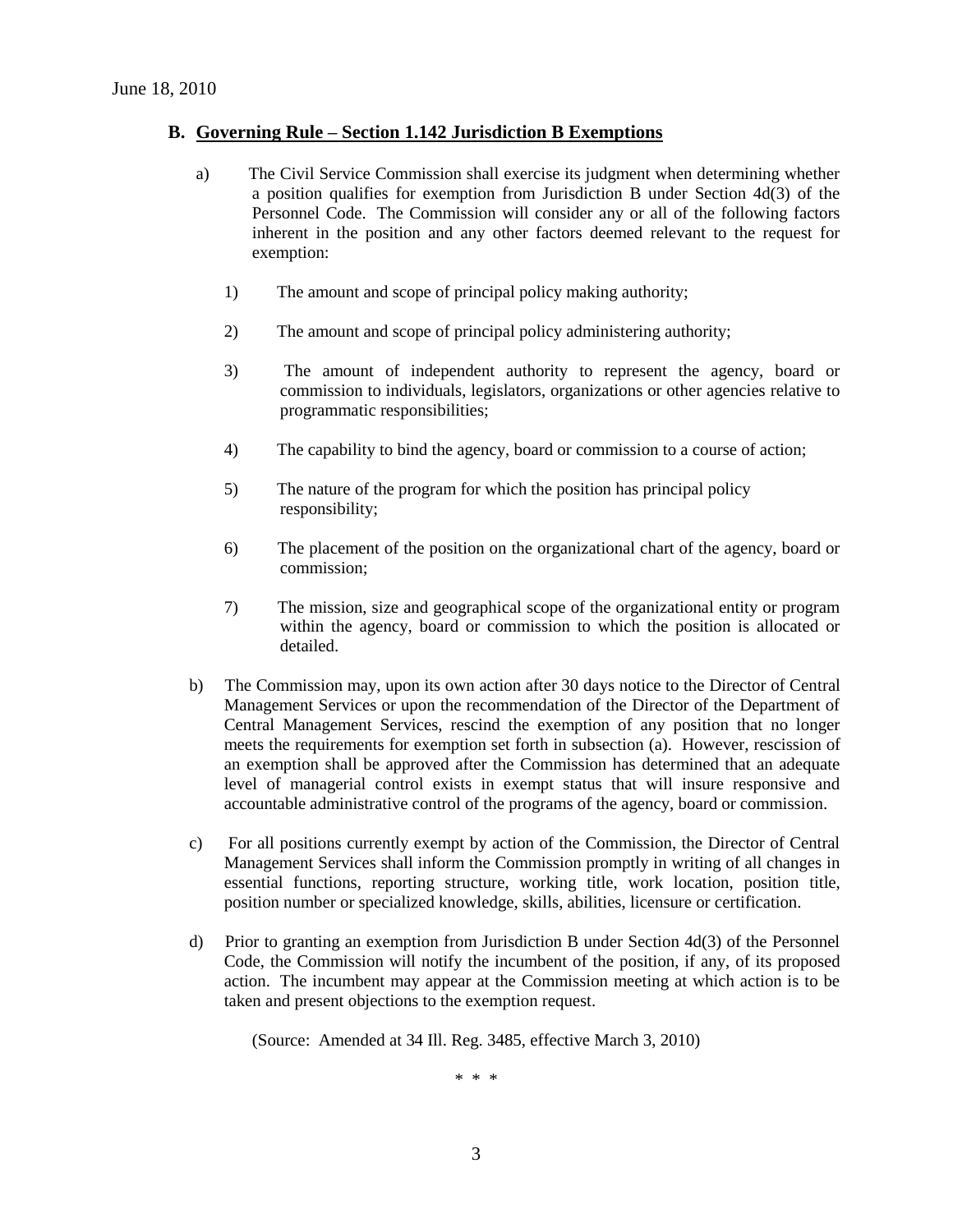## B. Governing Rule – Section 1.142 Jurisdiction B Exemptions

a) The Civil Service Commission shall exercise its judgment when determining whether a position qualifies for exemption from Jurisdiction B under Section 4d(3) of the Personnel Code. The Commission will consider any or all of the following factors inherent in the position and any other factors deemed relevant to the request for exemption:

1) The amount and scope of principal policy making authority;

2) The amount and scope of principal policy administering authority;

3) The amount of independent authority to represent the agency, board or commission to individuals, legislators, organizations or other agencies relative to programmatic responsibilities;

4) The capability to bind the agency, board or commission to a course of action;

5) The nature of the program for which the position has principal policy responsibility;

6) The placement of the position on the organizational chart of the agency, board or commission;

7) The mission, size and geographical scope of the organizational entity or program within the agency, board or commission to which the position is allocated or detailed.

b) The Commission may, upon its own action after 30 days notice to the Director of Central Management Services or upon the recommendation of the Director of the Department of Central Management Services, rescind the exemption of any position that no longer meets the requirements for exemption set forth in subsection (a). However, rescission of an exemption shall be approved after the Commission has determined that an adequate level of managerial control exists in exempt status that will insure responsive and accountable administrative control of the programs of the agency, board or commission.

c) For all positions currently exempt by action of the Commission, the Director of Central Management Services shall inform the Commission promptly in writing of all changes in essential functions, reporting structure, working title, work location, position title, position number or specialized knowledge, skills, abilities, licensure or certification.

d) Prior to granting an exemption from Jurisdiction B under Section 4d(3) of the Personnel Code, the Commission will notify the incumbent of the position, if any, of its proposed action. The incumbent may appear at the Commission meeting at which action is to be taken and present objections to the exemption request.

(Source: Amended at 34 Ill. Reg. 3485, effective March 3, 2010)

\* \* \*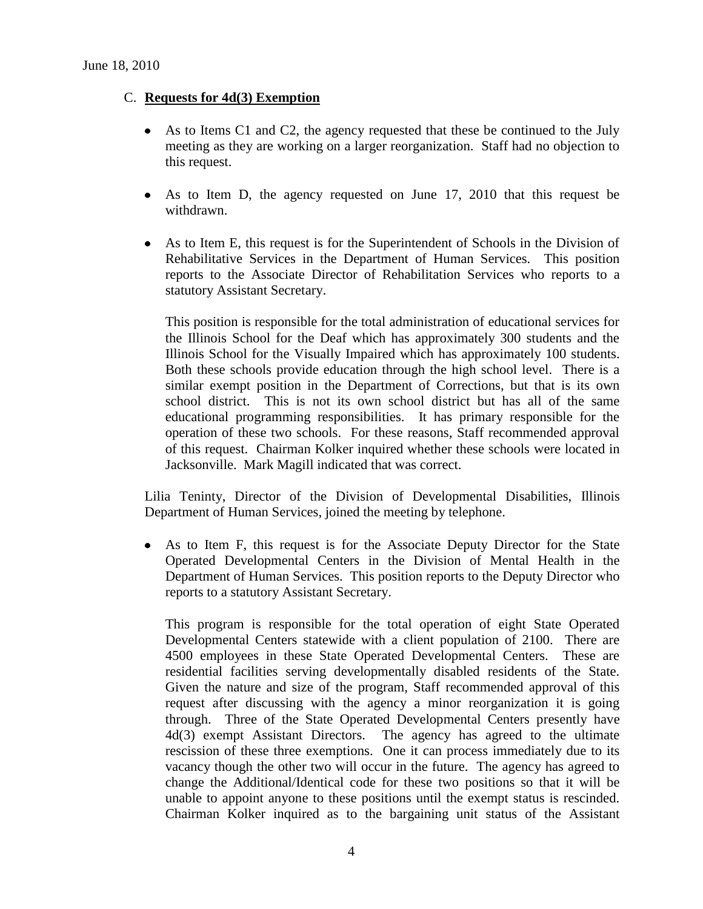C. **Requests for 4d(3) Exemption**

- As to Items C1 and C2, the agency requested that these be continued to the July meeting as they are working on a larger reorganization. Staff had no objection to this request.

- As to Item D, the agency requested on June 17, 2010 that this request be withdrawn.

- As to Item E, this request is for the Superintendent of Schools in the Division of Rehabilitative Services in the Department of Human Services. This position reports to the Associate Director of Rehabilitation Services who reports to a statutory Assistant Secretary.

  This position is responsible for the total administration of educational services for the Illinois School for the Deaf which has approximately 300 students and the Illinois School for the Visually Impaired which has approximately 100 students. Both these schools provide education through the high school level. There is a similar exempt position in the Department of Corrections, but that is its own school district. This is not its own school district but has all of the same educational programming responsibilities. It has primary responsible for the operation of these two schools. For these reasons, Staff recommended approval of this request. Chairman Kolker inquired whether these schools were located in Jacksonville. Mark Magill indicated that was correct.

Lilia Teninty, Director of the Division of Developmental Disabilities, Illinois Department of Human Services, joined the meeting by telephone.

- As to Item F, this request is for the Associate Deputy Director for the State Operated Developmental Centers in the Division of Mental Health in the Department of Human Services. This position reports to the Deputy Director who reports to a statutory Assistant Secretary.

  This program is responsible for the total operation of eight State Operated Developmental Centers statewide with a client population of 2100. There are 4500 employees in these State Operated Developmental Centers. These are residential facilities serving developmentally disabled residents of the State. Given the nature and size of the program, Staff recommended approval of this request after discussing with the agency a minor reorganization it is going through. Three of the State Operated Developmental Centers presently have 4d(3) exempt Assistant Directors. The agency has agreed to the ultimate rescission of these three exemptions. One it can process immediately due to its vacancy though the other two will occur in the future. The agency has agreed to change the Additional/Identical code for these two positions so that it will be unable to appoint anyone to these positions until the exempt status is rescinded. Chairman Kolker inquired as to the bargaining unit status of the Assistant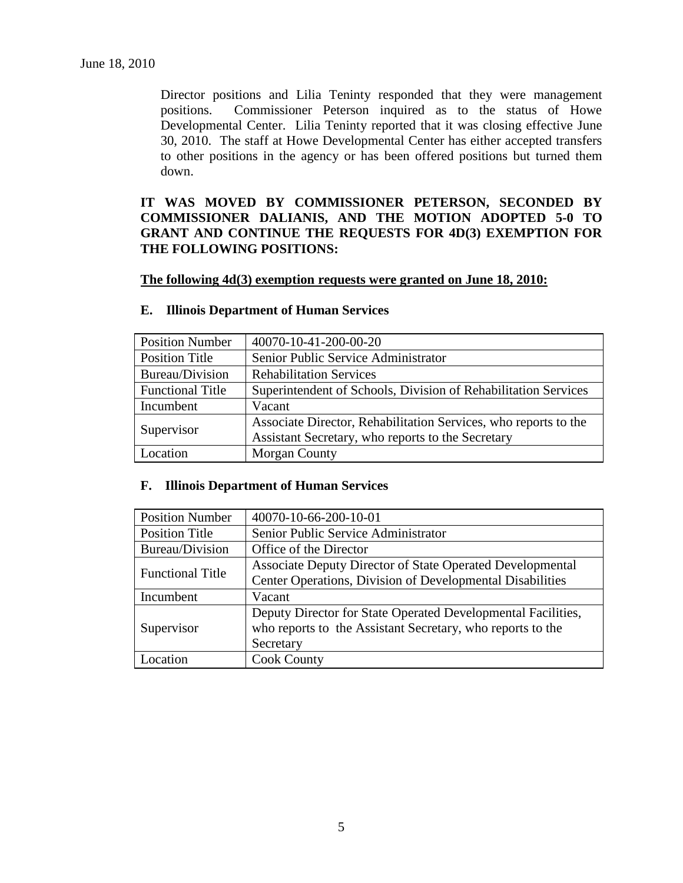Director positions and Lilia Teninty responded that they were management positions. Commissioner Peterson inquired as to the status of Howe Developmental Center. Lilia Teninty reported that it was closing effective June 30, 2010. The staff at Howe Developmental Center has either accepted transfers to other positions in the agency or has been offered positions but turned them down.

**IT WAS MOVED BY COMMISSIONER PETERSON, SECONDED BY COMMISSIONER DALIANIS, AND THE MOTION ADOPTED 5-0 TO GRANT AND CONTINUE THE REQUESTS FOR 4D(3) EXEMPTION FOR THE FOLLOWING POSITIONS:**

**The following 4d(3) exemption requests were granted on June 18, 2010:**

### E. Illinois Department of Human Services

| Position Number | 40070-10-41-200-00-20 |
|---|---|
| Position Title | Senior Public Service Administrator |
| Bureau/Division | Rehabilitation Services |
| Functional Title | Superintendent of Schools, Division of Rehabilitation Services |
| Incumbent | Vacant |
| Supervisor | Associate Director, Rehabilitation Services, who reports to the Assistant Secretary, who reports to the Secretary |
| Location | Morgan County |

### F. Illinois Department of Human Services

| Position Number | 40070-10-66-200-10-01 |
|---|---|
| Position Title | Senior Public Service Administrator |
| Bureau/Division | Office of the Director |
| Functional Title | Associate Deputy Director of State Operated Developmental Center Operations, Division of Developmental Disabilities |
| Incumbent | Vacant |
| Supervisor | Deputy Director for State Operated Developmental Facilities, who reports to the Assistant Secretary, who reports to the Secretary |
| Location | Cook County |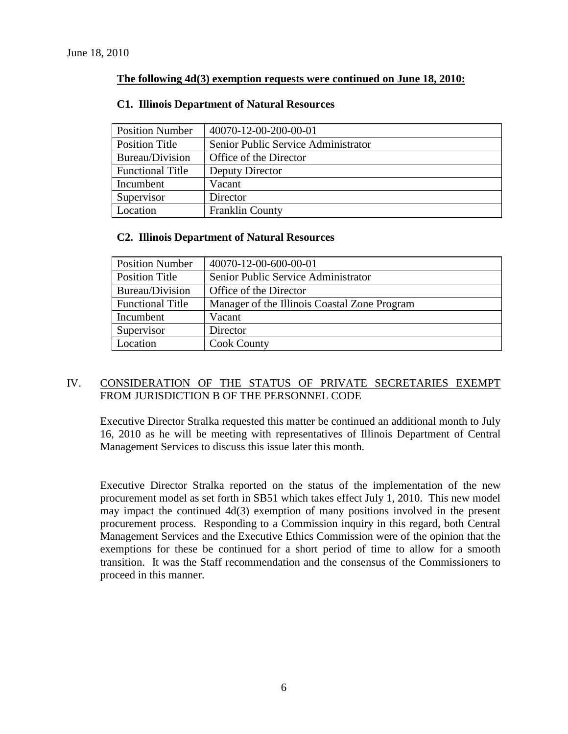June 18, 2010

**The following 4d(3) exemption requests were continued on June 18, 2010:**

**C1. Illinois Department of Natural Resources**

| Position Number | 40070-12-00-200-00-01 |
|---|---|
| Position Title | Senior Public Service Administrator |
| Bureau/Division | Office of the Director |
| Functional Title | Deputy Director |
| Incumbent | Vacant |
| Supervisor | Director |
| Location | Franklin County |

**C2. Illinois Department of Natural Resources**

| Position Number | 40070-12-00-600-00-01 |
|---|---|
| Position Title | Senior Public Service Administrator |
| Bureau/Division | Office of the Director |
| Functional Title | Manager of the Illinois Coastal Zone Program |
| Incumbent | Vacant |
| Supervisor | Director |
| Location | Cook County |

## IV. CONSIDERATION OF THE STATUS OF PRIVATE SECRETARIES EXEMPT FROM JURISDICTION B OF THE PERSONNEL CODE

Executive Director Stralka requested this matter be continued an additional month to July 16, 2010 as he will be meeting with representatives of Illinois Department of Central Management Services to discuss this issue later this month.

Executive Director Stralka reported on the status of the implementation of the new procurement model as set forth in SB51 which takes effect July 1, 2010. This new model may impact the continued 4d(3) exemption of many positions involved in the present procurement process. Responding to a Commission inquiry in this regard, both Central Management Services and the Executive Ethics Commission were of the opinion that the exemptions for these be continued for a short period of time to allow for a smooth transition. It was the Staff recommendation and the consensus of the Commissioners to proceed in this manner.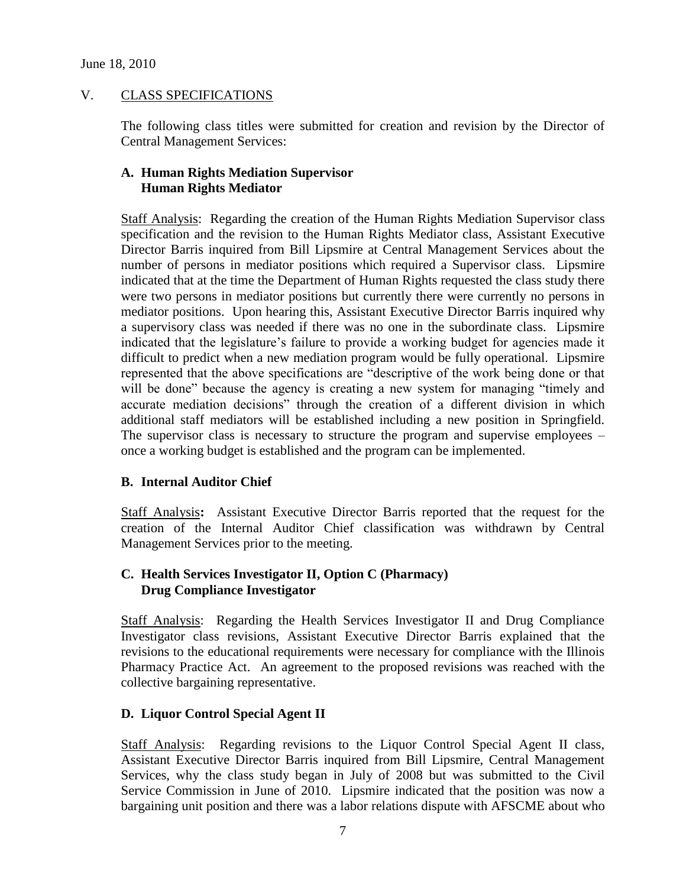June 18, 2010

## V. CLASS SPECIFICATIONS

The following class titles were submitted for creation and revision by the Director of Central Management Services:

### A. Human Rights Mediation Supervisor Human Rights Mediator

Staff Analysis: Regarding the creation of the Human Rights Mediation Supervisor class specification and the revision to the Human Rights Mediator class, Assistant Executive Director Barris inquired from Bill Lipsmire at Central Management Services about the number of persons in mediator positions which required a Supervisor class. Lipsmire indicated that at the time the Department of Human Rights requested the class study there were two persons in mediator positions but currently there were currently no persons in mediator positions. Upon hearing this, Assistant Executive Director Barris inquired why a supervisory class was needed if there was no one in the subordinate class. Lipsmire indicated that the legislature's failure to provide a working budget for agencies made it difficult to predict when a new mediation program would be fully operational. Lipsmire represented that the above specifications are "descriptive of the work being done or that will be done" because the agency is creating a new system for managing "timely and accurate mediation decisions" through the creation of a different division in which additional staff mediators will be established including a new position in Springfield. The supervisor class is necessary to structure the program and supervise employees – once a working budget is established and the program can be implemented.

### B. Internal Auditor Chief

Staff Analysis**:** Assistant Executive Director Barris reported that the request for the creation of the Internal Auditor Chief classification was withdrawn by Central Management Services prior to the meeting.

### C. Health Services Investigator II, Option C (Pharmacy) Drug Compliance Investigator

Staff Analysis: Regarding the Health Services Investigator II and Drug Compliance Investigator class revisions, Assistant Executive Director Barris explained that the revisions to the educational requirements were necessary for compliance with the Illinois Pharmacy Practice Act. An agreement to the proposed revisions was reached with the collective bargaining representative.

### D. Liquor Control Special Agent II

Staff Analysis: Regarding revisions to the Liquor Control Special Agent II class, Assistant Executive Director Barris inquired from Bill Lipsmire, Central Management Services, why the class study began in July of 2008 but was submitted to the Civil Service Commission in June of 2010. Lipsmire indicated that the position was now a bargaining unit position and there was a labor relations dispute with AFSCME about who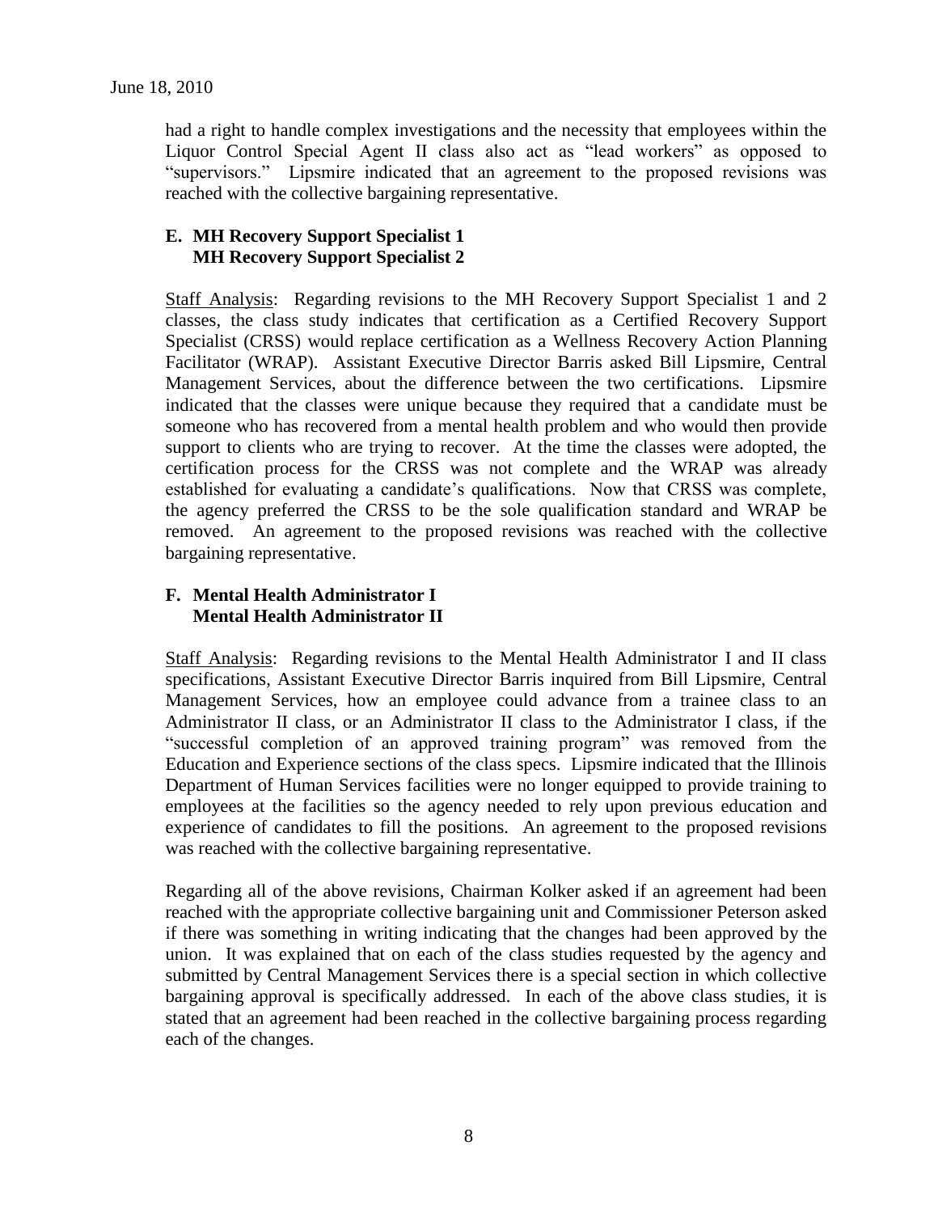had a right to handle complex investigations and the necessity that employees within the Liquor Control Special Agent II class also act as "lead workers" as opposed to "supervisors." Lipsmire indicated that an agreement to the proposed revisions was reached with the collective bargaining representative.

**E. MH Recovery Support Specialist 1**
**MH Recovery Support Specialist 2**

Staff Analysis: Regarding revisions to the MH Recovery Support Specialist 1 and 2 classes, the class study indicates that certification as a Certified Recovery Support Specialist (CRSS) would replace certification as a Wellness Recovery Action Planning Facilitator (WRAP). Assistant Executive Director Barris asked Bill Lipsmire, Central Management Services, about the difference between the two certifications. Lipsmire indicated that the classes were unique because they required that a candidate must be someone who has recovered from a mental health problem and who would then provide support to clients who are trying to recover. At the time the classes were adopted, the certification process for the CRSS was not complete and the WRAP was already established for evaluating a candidate's qualifications. Now that CRSS was complete, the agency preferred the CRSS to be the sole qualification standard and WRAP be removed. An agreement to the proposed revisions was reached with the collective bargaining representative.

**F. Mental Health Administrator I**
**Mental Health Administrator II**

Staff Analysis: Regarding revisions to the Mental Health Administrator I and II class specifications, Assistant Executive Director Barris inquired from Bill Lipsmire, Central Management Services, how an employee could advance from a trainee class to an Administrator II class, or an Administrator II class to the Administrator I class, if the "successful completion of an approved training program" was removed from the Education and Experience sections of the class specs. Lipsmire indicated that the Illinois Department of Human Services facilities were no longer equipped to provide training to employees at the facilities so the agency needed to rely upon previous education and experience of candidates to fill the positions. An agreement to the proposed revisions was reached with the collective bargaining representative.

Regarding all of the above revisions, Chairman Kolker asked if an agreement had been reached with the appropriate collective bargaining unit and Commissioner Peterson asked if there was something in writing indicating that the changes had been approved by the union. It was explained that on each of the class studies requested by the agency and submitted by Central Management Services there is a special section in which collective bargaining approval is specifically addressed. In each of the above class studies, it is stated that an agreement had been reached in the collective bargaining process regarding each of the changes.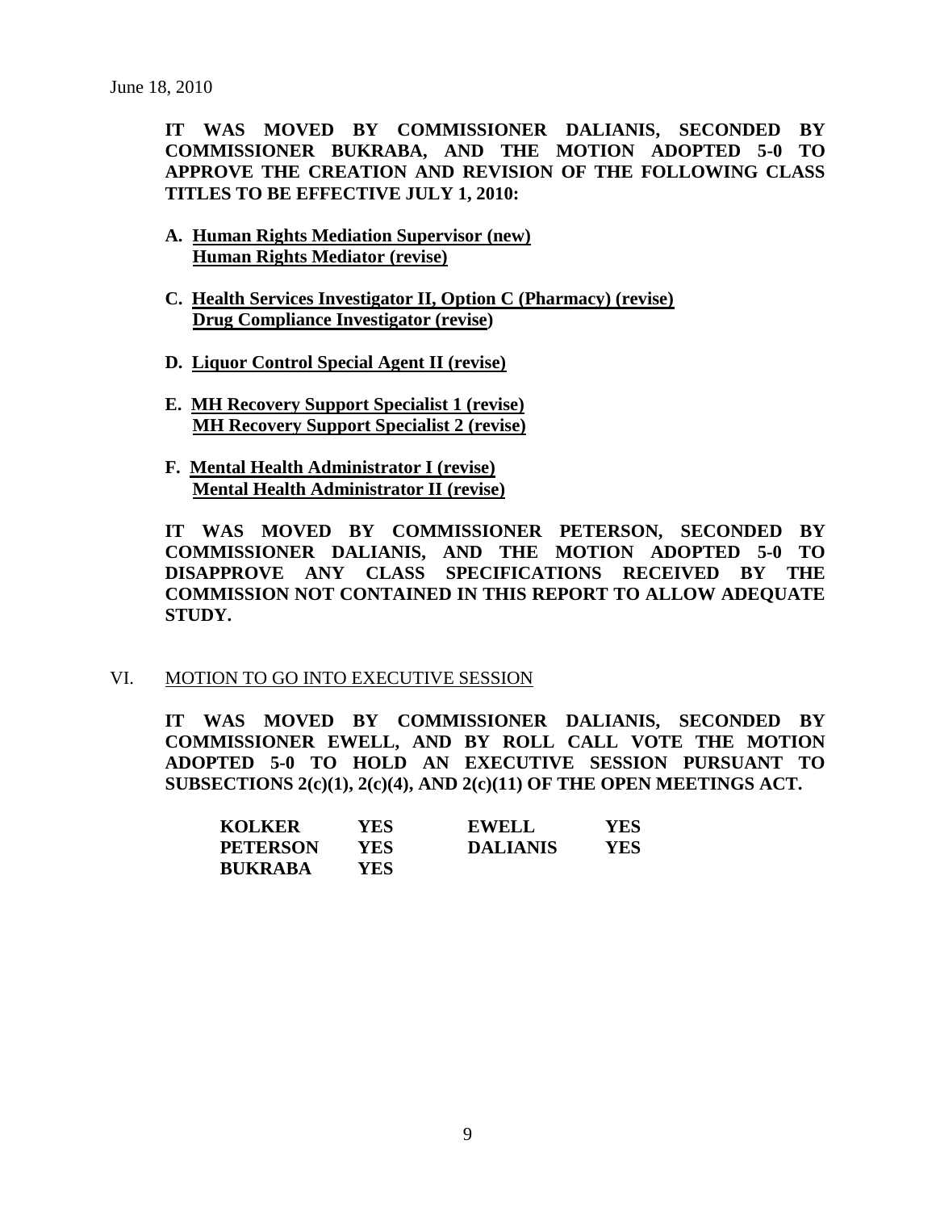June 18, 2010

**IT WAS MOVED BY COMMISSIONER DALIANIS, SECONDED BY COMMISSIONER BUKRABA, AND THE MOTION ADOPTED 5-0 TO APPROVE THE CREATION AND REVISION OF THE FOLLOWING CLASS TITLES TO BE EFFECTIVE JULY 1, 2010:**

**A. Human Rights Mediation Supervisor (new)**
**Human Rights Mediator (revise)**

**C. Health Services Investigator II, Option C (Pharmacy) (revise)**
**Drug Compliance Investigator (revise)**

**D. Liquor Control Special Agent II (revise)**

**E. MH Recovery Support Specialist 1 (revise)**
**MH Recovery Support Specialist 2 (revise)**

**F. Mental Health Administrator I (revise)**
**Mental Health Administrator II (revise)**

**IT WAS MOVED BY COMMISSIONER PETERSON, SECONDED BY COMMISSIONER DALIANIS, AND THE MOTION ADOPTED 5-0 TO DISAPPROVE ANY CLASS SPECIFICATIONS RECEIVED BY THE COMMISSION NOT CONTAINED IN THIS REPORT TO ALLOW ADEQUATE STUDY.**

## VI. MOTION TO GO INTO EXECUTIVE SESSION

**IT WAS MOVED BY COMMISSIONER DALIANIS, SECONDED BY COMMISSIONER EWELL, AND BY ROLL CALL VOTE THE MOTION ADOPTED 5-0 TO HOLD AN EXECUTIVE SESSION PURSUANT TO SUBSECTIONS 2(c)(1), 2(c)(4), AND 2(c)(11) OF THE OPEN MEETINGS ACT.**

| | | | |
|---|---|---|---|
| **KOLKER** | **YES** | **EWELL** | **YES** |
| **PETERSON** | **YES** | **DALIANIS** | **YES** |
| **BUKRABA** | **YES** | | |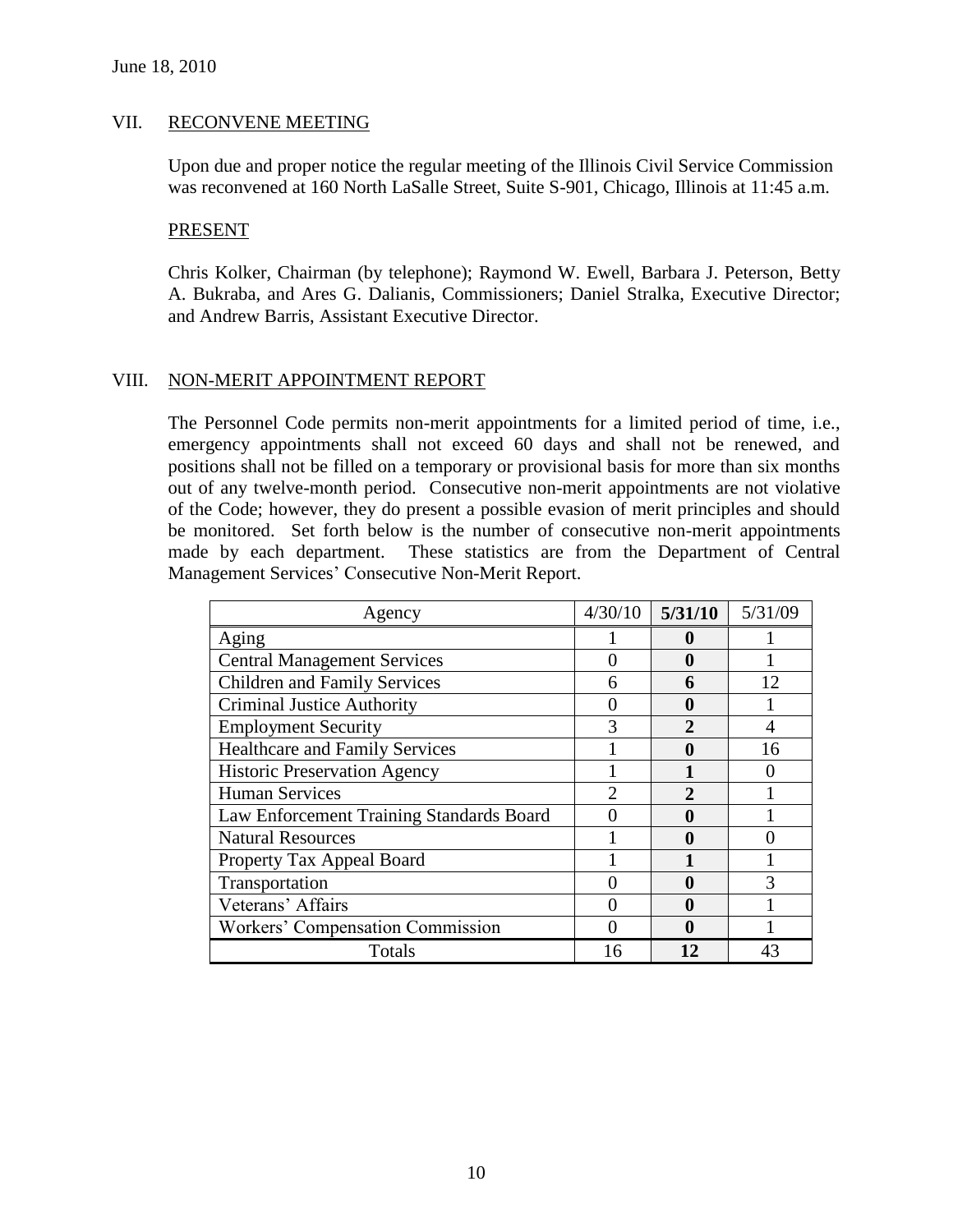June 18, 2010

## VII. RECONVENE MEETING

Upon due and proper notice the regular meeting of the Illinois Civil Service Commission was reconvened at 160 North LaSalle Street, Suite S-901, Chicago, Illinois at 11:45 a.m.

### PRESENT

Chris Kolker, Chairman (by telephone); Raymond W. Ewell, Barbara J. Peterson, Betty A. Bukraba, and Ares G. Dalianis, Commissioners; Daniel Stralka, Executive Director; and Andrew Barris, Assistant Executive Director.

## VIII. NON-MERIT APPOINTMENT REPORT

The Personnel Code permits non-merit appointments for a limited period of time, i.e., emergency appointments shall not exceed 60 days and shall not be renewed, and positions shall not be filled on a temporary or provisional basis for more than six months out of any twelve-month period. Consecutive non-merit appointments are not violative of the Code; however, they do present a possible evasion of merit principles and should be monitored. Set forth below is the number of consecutive non-merit appointments made by each department. These statistics are from the Department of Central Management Services' Consecutive Non-Merit Report.

| Agency | 4/30/10 | **5/31/10** | 5/31/09 |
|---|---|---|---|
| Aging | 1 | **0** | 1 |
| Central Management Services | 0 | **0** | 1 |
| Children and Family Services | 6 | **6** | 12 |
| Criminal Justice Authority | 0 | **0** | 1 |
| Employment Security | 3 | **2** | 4 |
| Healthcare and Family Services | 1 | **0** | 16 |
| Historic Preservation Agency | 1 | **1** | 0 |
| Human Services | 2 | **2** | 1 |
| Law Enforcement Training Standards Board | 0 | **0** | 1 |
| Natural Resources | 1 | **0** | 0 |
| Property Tax Appeal Board | 1 | **1** | 1 |
| Transportation | 0 | **0** | 3 |
| Veterans' Affairs | 0 | **0** | 1 |
| Workers' Compensation Commission | 0 | **0** | 1 |
| Totals | 16 | **12** | 43 |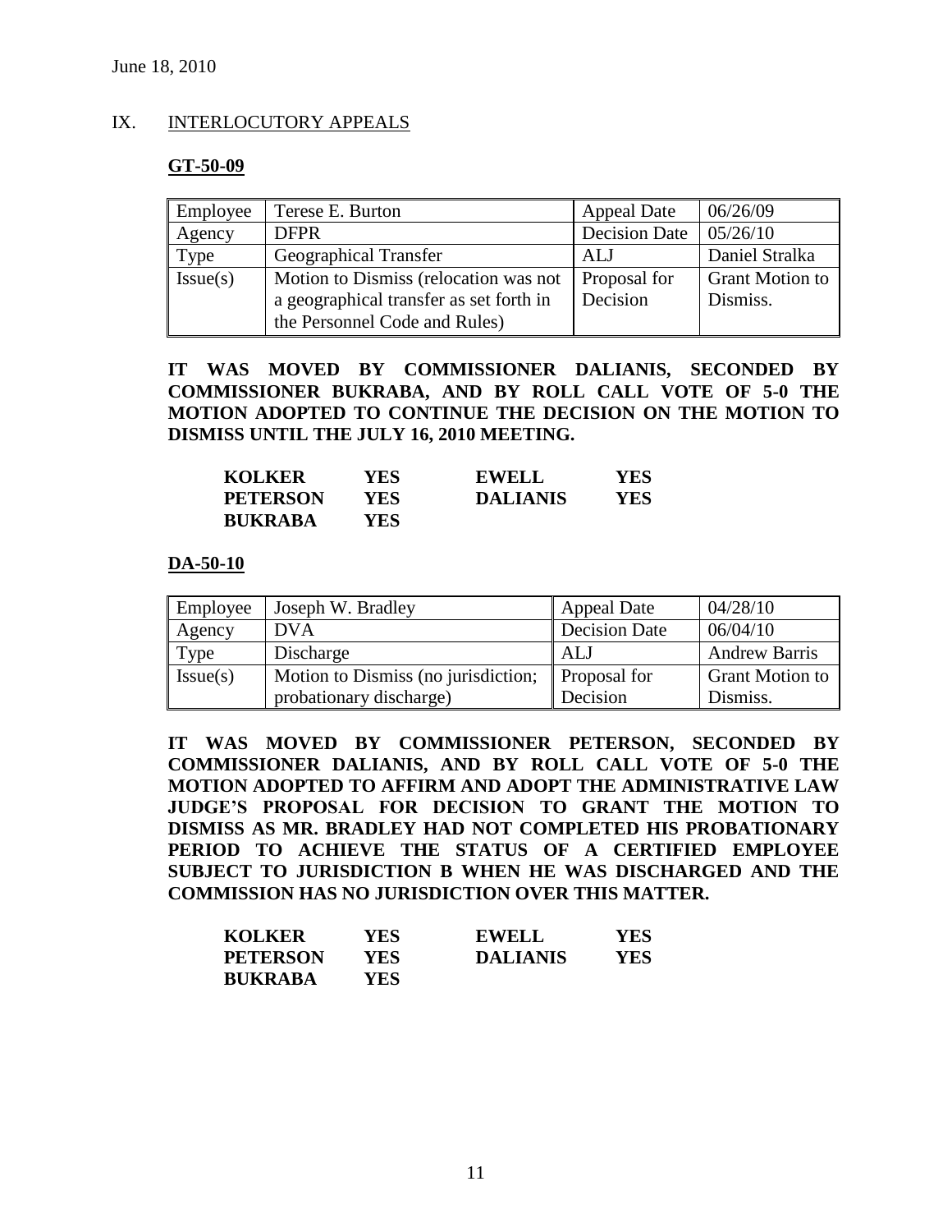June 18, 2010

## IX. INTERLOCUTORY APPEALS

### GT-50-09

| Employee | Terese E. Burton | Appeal Date | 06/26/09 |
|---|---|---|---|
| Agency | DFPR | Decision Date | 05/26/10 |
| Type | Geographical Transfer | ALJ | Daniel Stralka |
| Issue(s) | Motion to Dismiss (relocation was not a geographical transfer as set forth in the Personnel Code and Rules) | Proposal for Decision | Grant Motion to Dismiss. |

**IT WAS MOVED BY COMMISSIONER DALIANIS, SECONDED BY COMMISSIONER BUKRABA, AND BY ROLL CALL VOTE OF 5-0 THE MOTION ADOPTED TO CONTINUE THE DECISION ON THE MOTION TO DISMISS UNTIL THE JULY 16, 2010 MEETING.**

| | | | |
|---|---|---|---|
| **KOLKER** | **YES** | **EWELL** | **YES** |
| **PETERSON** | **YES** | **DALIANIS** | **YES** |
| **BUKRABA** | **YES** | | |

### DA-50-10

| Employee | Joseph W. Bradley | Appeal Date | 04/28/10 |
|---|---|---|---|
| Agency | DVA | Decision Date | 06/04/10 |
| Type | Discharge | ALJ | Andrew Barris |
| Issue(s) | Motion to Dismiss (no jurisdiction; probationary discharge) | Proposal for Decision | Grant Motion to Dismiss. |

**IT WAS MOVED BY COMMISSIONER PETERSON, SECONDED BY COMMISSIONER DALIANIS, AND BY ROLL CALL VOTE OF 5-0 THE MOTION ADOPTED TO AFFIRM AND ADOPT THE ADMINISTRATIVE LAW JUDGE'S PROPOSAL FOR DECISION TO GRANT THE MOTION TO DISMISS AS MR. BRADLEY HAD NOT COMPLETED HIS PROBATIONARY PERIOD TO ACHIEVE THE STATUS OF A CERTIFIED EMPLOYEE SUBJECT TO JURISDICTION B WHEN HE WAS DISCHARGED AND THE COMMISSION HAS NO JURISDICTION OVER THIS MATTER.**

| | | | |
|---|---|---|---|
| **KOLKER** | **YES** | **EWELL** | **YES** |
| **PETERSON** | **YES** | **DALIANIS** | **YES** |
| **BUKRABA** | **YES** | | |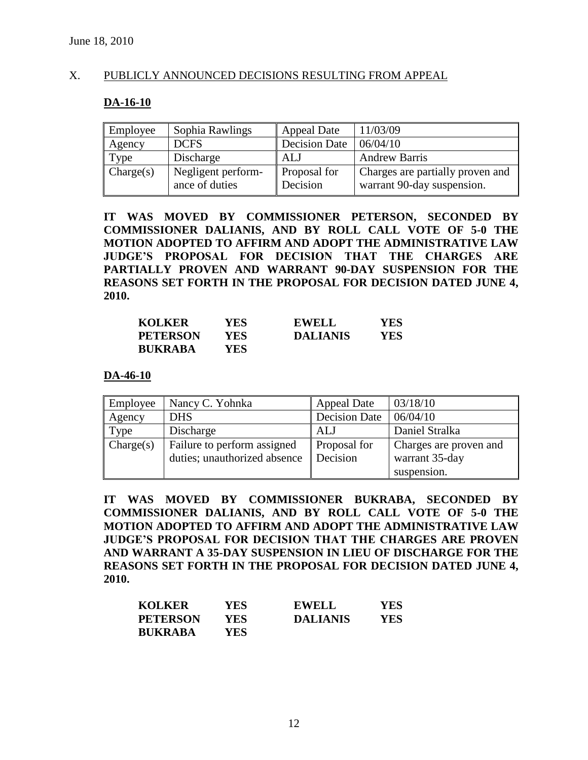June 18, 2010

## X. PUBLICLY ANNOUNCED DECISIONS RESULTING FROM APPEAL

### DA-16-10

| Employee | Sophia Rawlings | Appeal Date | 11/03/09 |
|---|---|---|---|
| Agency | DCFS | Decision Date | 06/04/10 |
| Type | Discharge | ALJ | Andrew Barris |
| Charge(s) | Negligent performance of duties | Proposal for Decision | Charges are partially proven and warrant 90-day suspension. |

**IT WAS MOVED BY COMMISSIONER PETERSON, SECONDED BY COMMISSIONER DALIANIS, AND BY ROLL CALL VOTE OF 5-0 THE MOTION ADOPTED TO AFFIRM AND ADOPT THE ADMINISTRATIVE LAW JUDGE'S PROPOSAL FOR DECISION THAT THE CHARGES ARE PARTIALLY PROVEN AND WARRANT 90-DAY SUSPENSION FOR THE REASONS SET FORTH IN THE PROPOSAL FOR DECISION DATED JUNE 4, 2010.**

| | | | |
|---|---|---|---|
| **KOLKER** | **YES** | **EWELL** | **YES** |
| **PETERSON** | **YES** | **DALIANIS** | **YES** |
| **BUKRABA** | **YES** | | |

### DA-46-10

| Employee | Nancy C. Yohnka | Appeal Date | 03/18/10 |
|---|---|---|---|
| Agency | DHS | Decision Date | 06/04/10 |
| Type | Discharge | ALJ | Daniel Stralka |
| Charge(s) | Failure to perform assigned duties; unauthorized absence | Proposal for Decision | Charges are proven and warrant 35-day suspension. |

**IT WAS MOVED BY COMMISSIONER BUKRABA, SECONDED BY COMMISSIONER DALIANIS, AND BY ROLL CALL VOTE OF 5-0 THE MOTION ADOPTED TO AFFIRM AND ADOPT THE ADMINISTRATIVE LAW JUDGE'S PROPOSAL FOR DECISION THAT THE CHARGES ARE PROVEN AND WARRANT A 35-DAY SUSPENSION IN LIEU OF DISCHARGE FOR THE REASONS SET FORTH IN THE PROPOSAL FOR DECISION DATED JUNE 4, 2010.**

| | | | |
|---|---|---|---|
| **KOLKER** | **YES** | **EWELL** | **YES** |
| **PETERSON** | **YES** | **DALIANIS** | **YES** |
| **BUKRABA** | **YES** | | |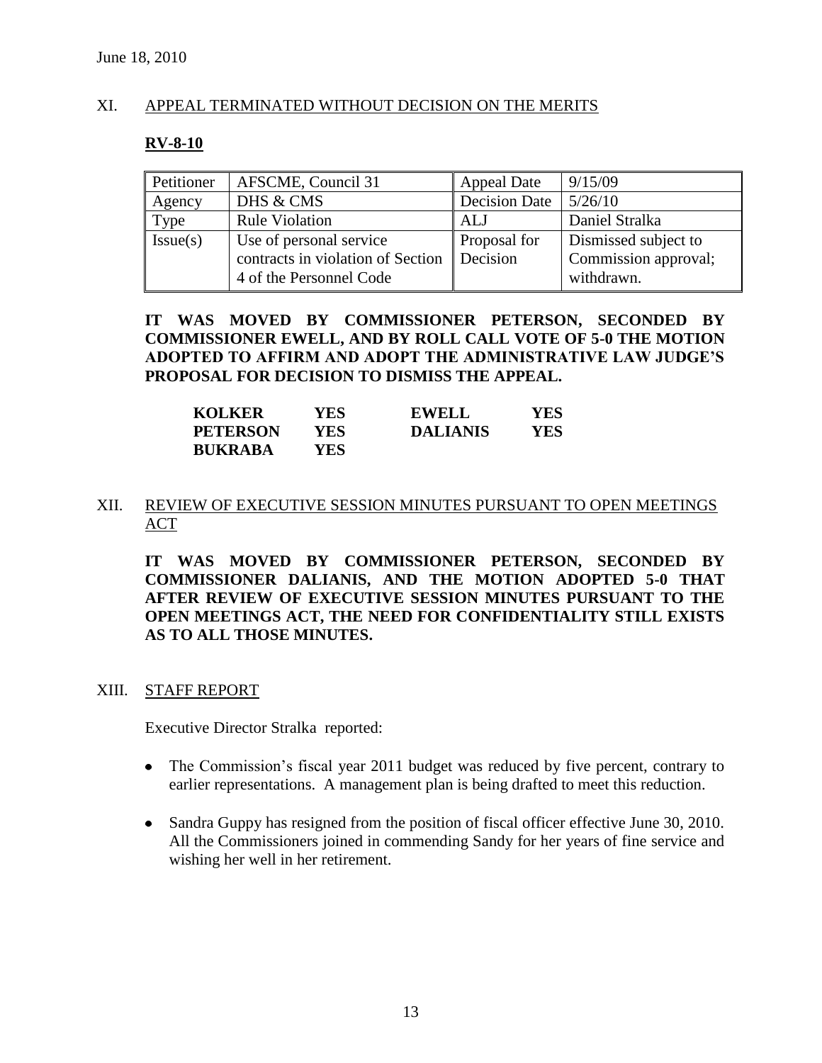June 18, 2010

## XI. APPEAL TERMINATED WITHOUT DECISION ON THE MERITS

**RV-8-10**

| Petitioner | AFSCME, Council 31 | Appeal Date | 9/15/09 |
|---|---|---|---|
| Agency | DHS & CMS | Decision Date | 5/26/10 |
| Type | Rule Violation | ALJ | Daniel Stralka |
| Issue(s) | Use of personal service contracts in violation of Section 4 of the Personnel Code | Proposal for Decision | Dismissed subject to Commission approval; withdrawn. |

**IT WAS MOVED BY COMMISSIONER PETERSON, SECONDED BY COMMISSIONER EWELL, AND BY ROLL CALL VOTE OF 5-0 THE MOTION ADOPTED TO AFFIRM AND ADOPT THE ADMINISTRATIVE LAW JUDGE'S PROPOSAL FOR DECISION TO DISMISS THE APPEAL.**

| | | | |
|---|---|---|---|
| **KOLKER** | **YES** | **EWELL** | **YES** |
| **PETERSON** | **YES** | **DALIANIS** | **YES** |
| **BUKRABA** | **YES** | | |

## XII. REVIEW OF EXECUTIVE SESSION MINUTES PURSUANT TO OPEN MEETINGS ACT

**IT WAS MOVED BY COMMISSIONER PETERSON, SECONDED BY COMMISSIONER DALIANIS, AND THE MOTION ADOPTED 5-0 THAT AFTER REVIEW OF EXECUTIVE SESSION MINUTES PURSUANT TO THE OPEN MEETINGS ACT, THE NEED FOR CONFIDENTIALITY STILL EXISTS AS TO ALL THOSE MINUTES.**

## XIII. STAFF REPORT

Executive Director Stralka reported:

- The Commission's fiscal year 2011 budget was reduced by five percent, contrary to earlier representations. A management plan is being drafted to meet this reduction.
- Sandra Guppy has resigned from the position of fiscal officer effective June 30, 2010. All the Commissioners joined in commending Sandy for her years of fine service and wishing her well in her retirement.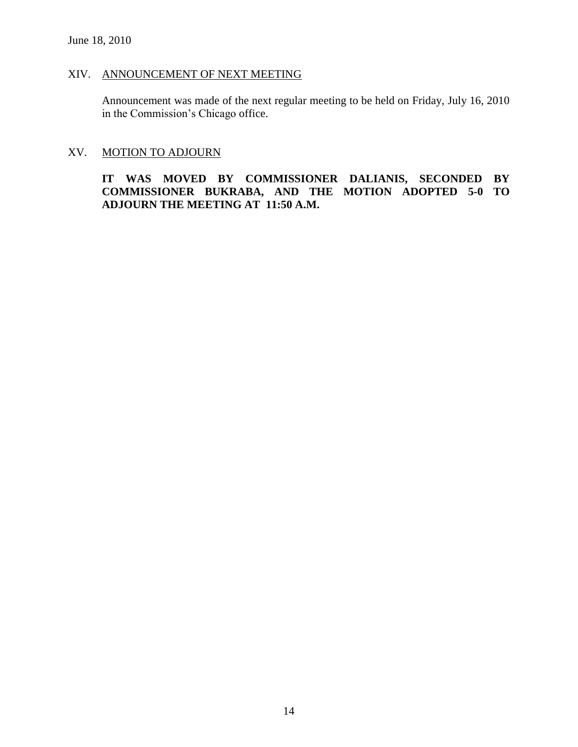June 18, 2010

## XIV. ANNOUNCEMENT OF NEXT MEETING

Announcement was made of the next regular meeting to be held on Friday, July 16, 2010 in the Commission's Chicago office.

## XV. MOTION TO ADJOURN

**IT WAS MOVED BY COMMISSIONER DALIANIS, SECONDED BY COMMISSIONER BUKRABA, AND THE MOTION ADOPTED 5-0 TO ADJOURN THE MEETING AT 11:50 A.M.**